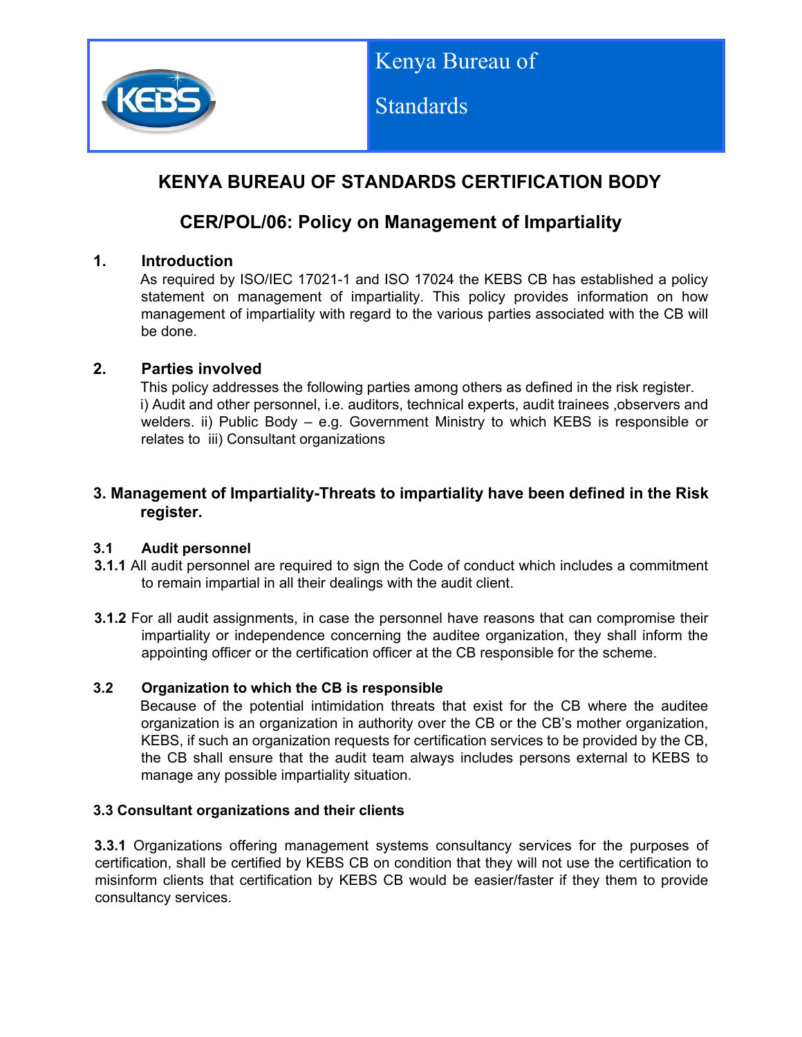Kenya Bureau of Standards

# KENYA BUREAU OF STANDARDS CERTIFICATION BODY

## CER/POL/06: Policy on Management of Impartiality

### 1. Introduction

As required by ISO/IEC 17021-1 and ISO 17024 the KEBS CB has established a policy statement on management of impartiality. This policy provides information on how management of impartiality with regard to the various parties associated with the CB will be done.

### 2. Parties involved

This policy addresses the following parties among others as defined in the risk register. i) Audit and other personnel, i.e. auditors, technical experts, audit trainees ,observers and welders. ii) Public Body – e.g. Government Ministry to which KEBS is responsible or relates to iii) Consultant organizations

### 3. Management of Impartiality-Threats to impartiality have been defined in the Risk register.

#### 3.1 Audit personnel

**3.1.1** All audit personnel are required to sign the Code of conduct which includes a commitment to remain impartial in all their dealings with the audit client.

**3.1.2** For all audit assignments, in case the personnel have reasons that can compromise their impartiality or independence concerning the auditee organization, they shall inform the appointing officer or the certification officer at the CB responsible for the scheme.

#### 3.2 Organization to which the CB is responsible

Because of the potential intimidation threats that exist for the CB where the auditee organization is an organization in authority over the CB or the CB's mother organization, KEBS, if such an organization requests for certification services to be provided by the CB, the CB shall ensure that the audit team always includes persons external to KEBS to manage any possible impartiality situation.

#### 3.3 Consultant organizations and their clients

**3.3.1** Organizations offering management systems consultancy services for the purposes of certification, shall be certified by KEBS CB on condition that they will not use the certification to misinform clients that certification by KEBS CB would be easier/faster if they them to provide consultancy services.